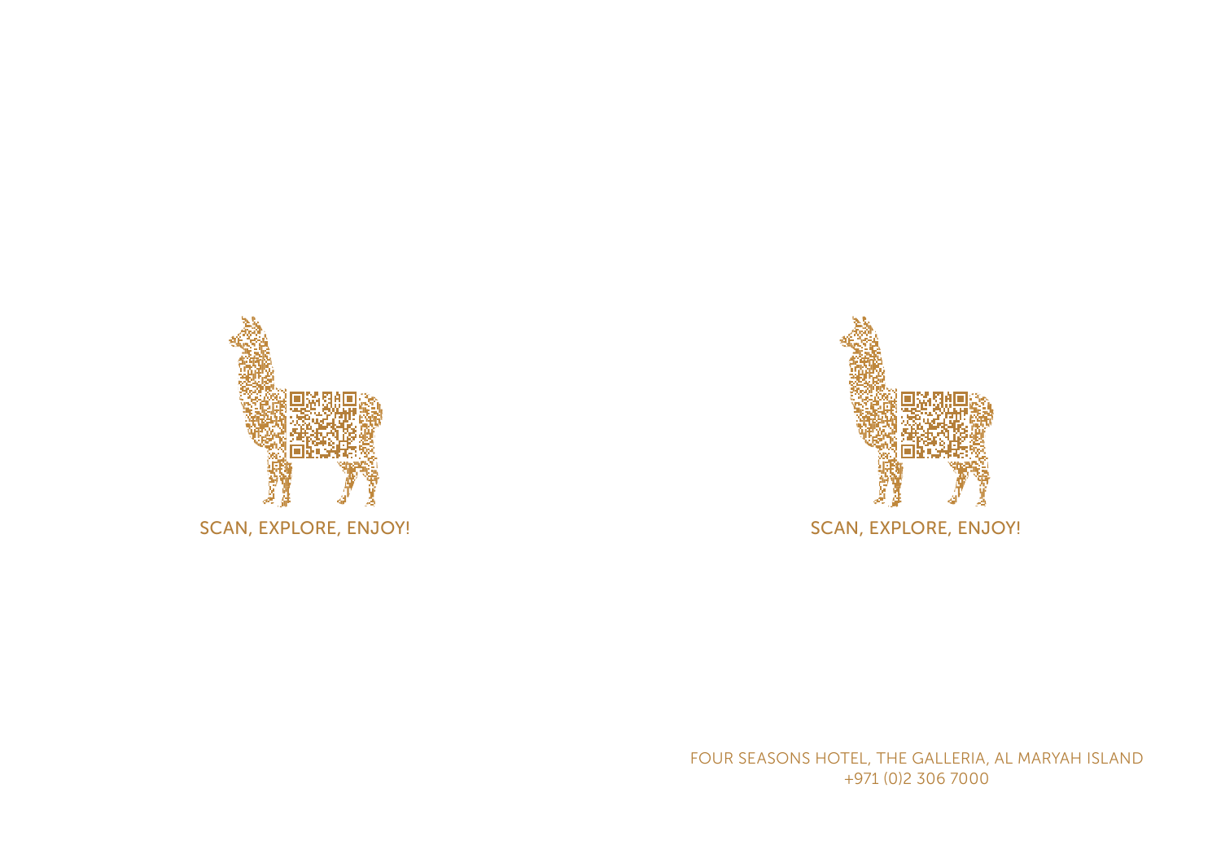SCAN, EXPLORE, ENJOY!

SCAN, EXPLORE, ENJOY!

FOUR SEASONS HOTEL, THE GALLERIA, AL MARYAH ISLAND
+971 (0)2 306 7000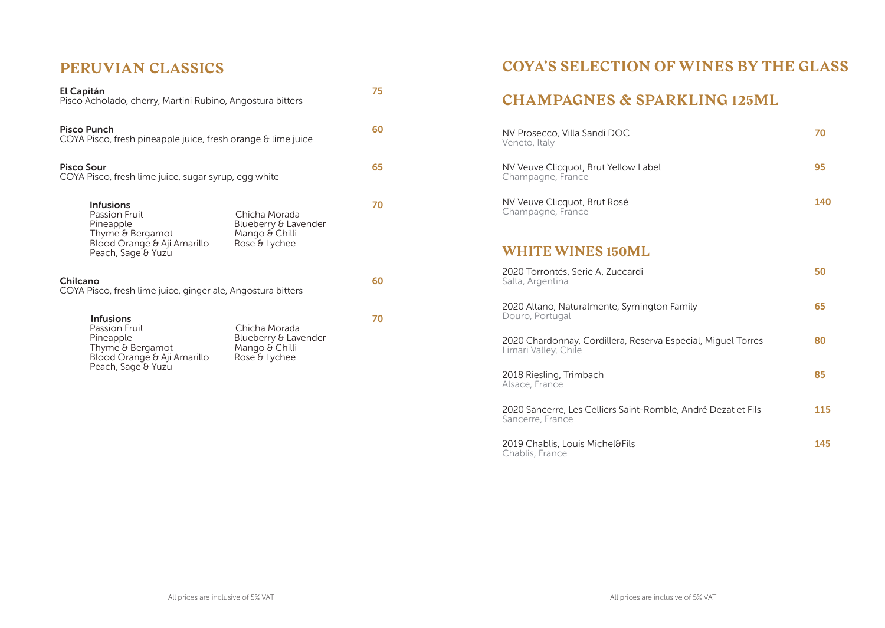## PERUVIAN CLASSICS

**El Capitán** — 75
Pisco Acholado, cherry, Martini Rubino, Angostura bitters

**Pisco Punch** — 60
COYA Pisco, fresh pineapple juice, fresh orange & lime juice

**Pisco Sour** — 65
COYA Pisco, fresh lime juice, sugar syrup, egg white

**Infusions** — 70
- Passion Fruit
- Pineapple
- Thyme & Bergamot
- Blood Orange & Aji Amarillo
- Peach, Sage & Yuzu
- Chicha Morada
- Blueberry & Lavender
- Mango & Chilli
- Rose & Lychee

**Chilcano** — 60
COYA Pisco, fresh lime juice, ginger ale, Angostura bitters

**Infusions** — 70
- Passion Fruit
- Pineapple
- Thyme & Bergamot
- Blood Orange & Aji Amarillo
- Peach, Sage & Yuzu
- Chicha Morada
- Blueberry & Lavender
- Mango & Chilli
- Rose & Lychee

All prices are inclusive of 5% VAT

## COYA'S SELECTION OF WINES BY THE GLASS

## CHAMPAGNES & SPARKLING 125ML

NV Prosecco, Villa Sandi DOC — 70
Veneto, Italy

NV Veuve Clicquot, Brut Yellow Label — 95
Champagne, France

NV Veuve Clicquot, Brut Rosé — 140
Champagne, France

## WHITE WINES 150ML

2020 Torrontés, Serie A, Zuccardi — 50
Salta, Argentina

2020 Altano, Naturalmente, Symington Family — 65
Douro, Portugal

2020 Chardonnay, Cordillera, Reserva Especial, Miguel Torres — 80
Limari Valley, Chile

2018 Riesling, Trimbach — 85
Alsace, France

2020 Sancerre, Les Celliers Saint-Romble, André Dezat et Fils — 115
Sancerre, France

2019 Chablis, Louis Michel&Fils — 145
Chablis, France

All prices are inclusive of 5% VAT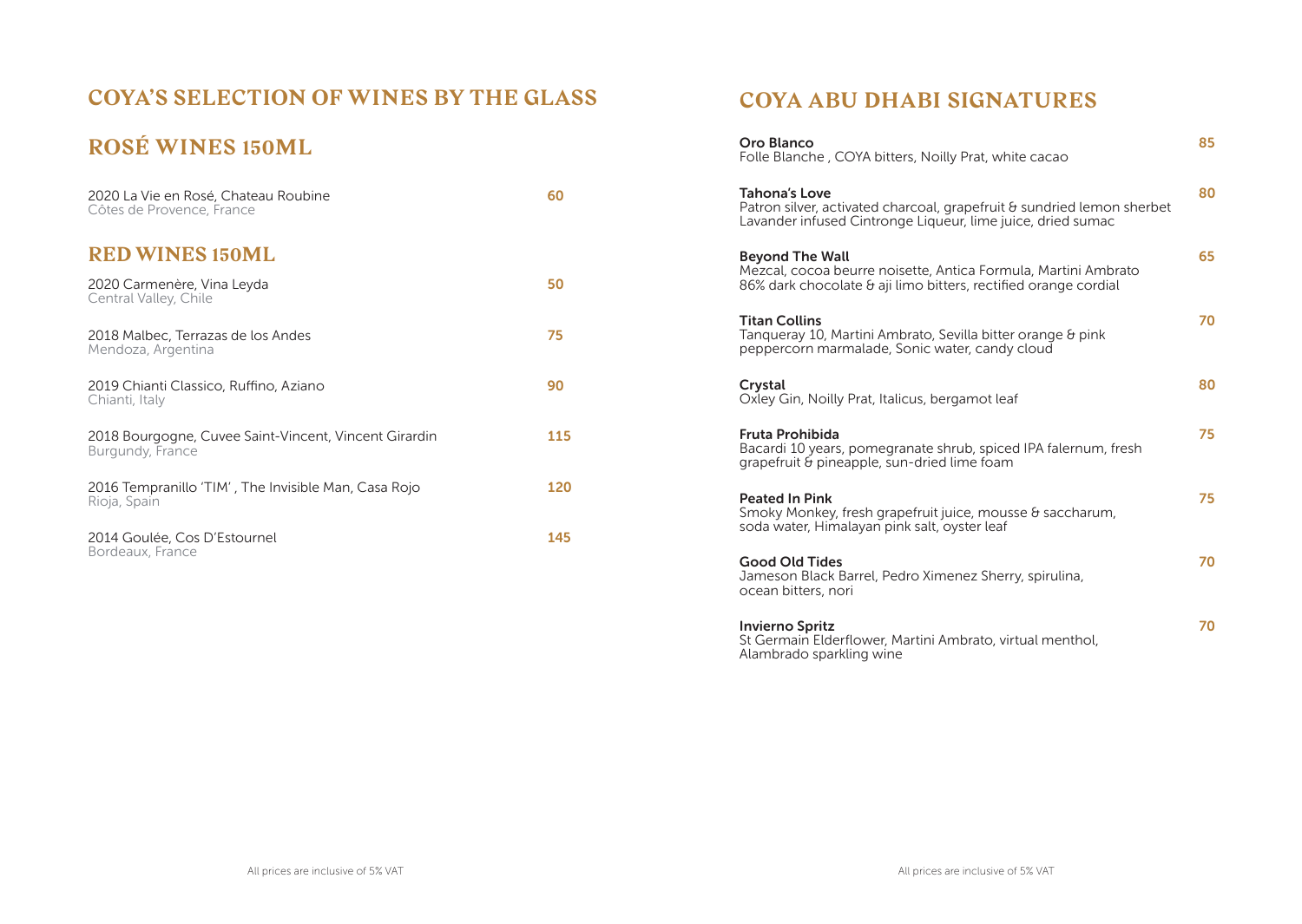## COYA'S SELECTION OF WINES BY THE GLASS

## ROSÉ WINES 150ML

2020 La Vie en Rosé, Chateau Roubine — **60**
Côtes de Provence, France

## RED WINES 150ML

2020 Carmenère, Vina Leyda — **50**
Central Valley, Chile

2018 Malbec, Terrazas de los Andes — **75**
Mendoza, Argentina

2019 Chianti Classico, Ruffino, Aziano — **90**
Chianti, Italy

2018 Bourgogne, Cuvee Saint-Vincent, Vincent Girardin — **115**
Burgundy, France

2016 Tempranillo 'TIM' , The Invisible Man, Casa Rojo — **120**
Rioja, Spain

2014 Goulée, Cos D'Estournel — **145**
Bordeaux, France

All prices are inclusive of 5% VAT

## COYA ABU DHABI SIGNATURES

**Oro Blanco** — **85**
Folle Blanche , COYA bitters, Noilly Prat, white cacao

**Tahona's Love** — **80**
Patron silver, activated charcoal, grapefruit & sundried lemon sherbet
Lavander infused Cintronge Liqueur, lime juice, dried sumac

**Beyond The Wall** — **65**
Mezcal, cocoa beurre noisette, Antica Formula, Martini Ambrato
86% dark chocolate & aji limo bitters, rectified orange cordial

**Titan Collins** — **70**
Tanqueray 10, Martini Ambrato, Sevilla bitter orange & pink
peppercorn marmalade, Sonic water, candy cloud

**Crystal** — **80**
Oxley Gin, Noilly Prat, Italicus, bergamot leaf

**Fruta Prohibida** — **75**
Bacardi 10 years, pomegranate shrub, spiced IPA falernum, fresh
grapefruit & pineapple, sun-dried lime foam

**Peated In Pink** — **75**
Smoky Monkey, fresh grapefruit juice, mousse & saccharum,
soda water, Himalayan pink salt, oyster leaf

**Good Old Tides** — **70**
Jameson Black Barrel, Pedro Ximenez Sherry, spirulina,
ocean bitters, nori

**Invierno Spritz** — **70**
St Germain Elderflower, Martini Ambrato, virtual menthol,
Alambrado sparkling wine

All prices are inclusive of 5% VAT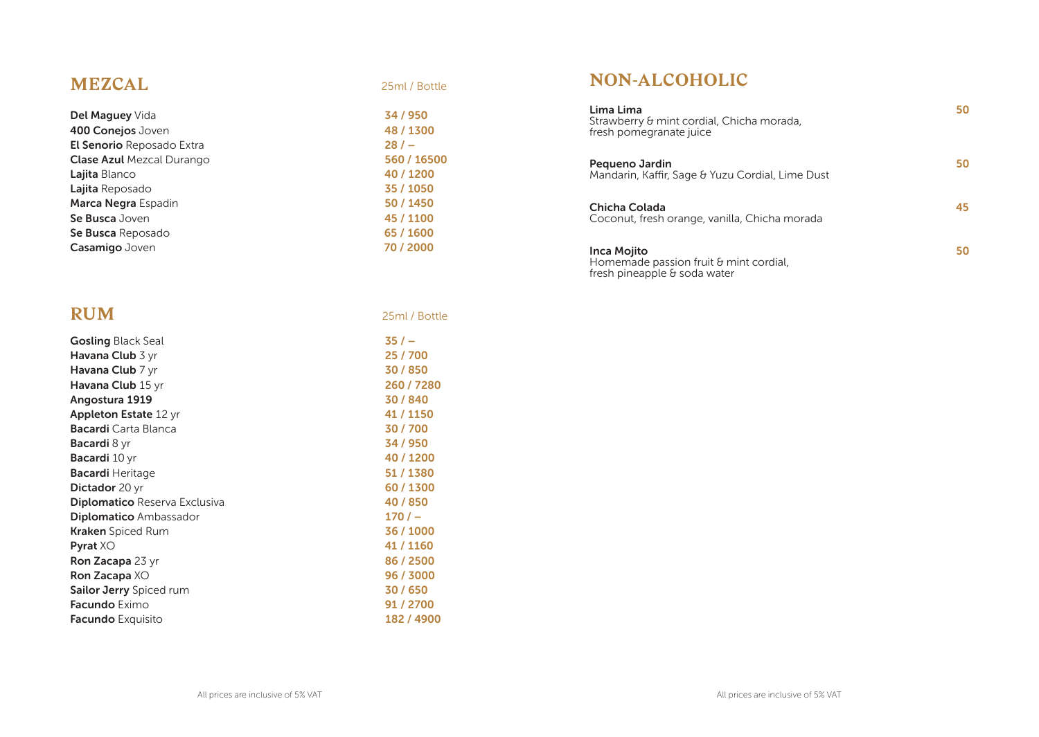## MEZCAL

| | 25ml / Bottle |
|---|---|
| **Del Maguey** Vida | 34 / 950 |
| **400 Conejos** Joven | 48 / 1300 |
| **El Senorio** Reposado Extra | 28 / – |
| **Clase Azul** Mezcal Durango | 560 / 16500 |
| **Lajita** Blanco | 40 / 1200 |
| **Lajita** Reposado | 35 / 1050 |
| **Marca Negra** Espadin | 50 / 1450 |
| **Se Busca** Joven | 45 / 1100 |
| **Se Busca** Reposado | 65 / 1600 |
| **Casamigo** Joven | 70 / 2000 |

## RUM

| | 25ml / Bottle |
|---|---|
| **Gosling** Black Seal | 35 / – |
| **Havana Club** 3 yr | 25 / 700 |
| **Havana Club** 7 yr | 30 / 850 |
| **Havana Club** 15 yr | 260 / 7280 |
| **Angostura 1919** | 30 / 840 |
| **Appleton Estate** 12 yr | 41 / 1150 |
| **Bacardi** Carta Blanca | 30 / 700 |
| **Bacardi** 8 yr | 34 / 950 |
| **Bacardi** 10 yr | 40 / 1200 |
| **Bacardi** Heritage | 51 / 1380 |
| **Dictador** 20 yr | 60 / 1300 |
| **Diplomatico** Reserva Exclusiva | 40 / 850 |
| **Diplomatico** Ambassador | 170 / – |
| **Kraken** Spiced Rum | 36 / 1000 |
| **Pyrat** XO | 41 / 1160 |
| **Ron Zacapa** 23 yr | 86 / 2500 |
| **Ron Zacapa** XO | 96 / 3000 |
| **Sailor Jerry** Spiced rum | 30 / 650 |
| **Facundo** Eximo | 91 / 2700 |
| **Facundo** Exquisito | 182 / 4900 |

All prices are inclusive of 5% VAT

## NON-ALCOHOLIC

**Lima Lima** — 50
Strawberry & mint cordial, Chicha morada, fresh pomegranate juice

**Pequeno Jardin** — 50
Mandarin, Kaffir, Sage & Yuzu Cordial, Lime Dust

**Chicha Colada** — 45
Coconut, fresh orange, vanilla, Chicha morada

**Inca Mojito** — 50
Homemade passion fruit & mint cordial, fresh pineapple & soda water

All prices are inclusive of 5% VAT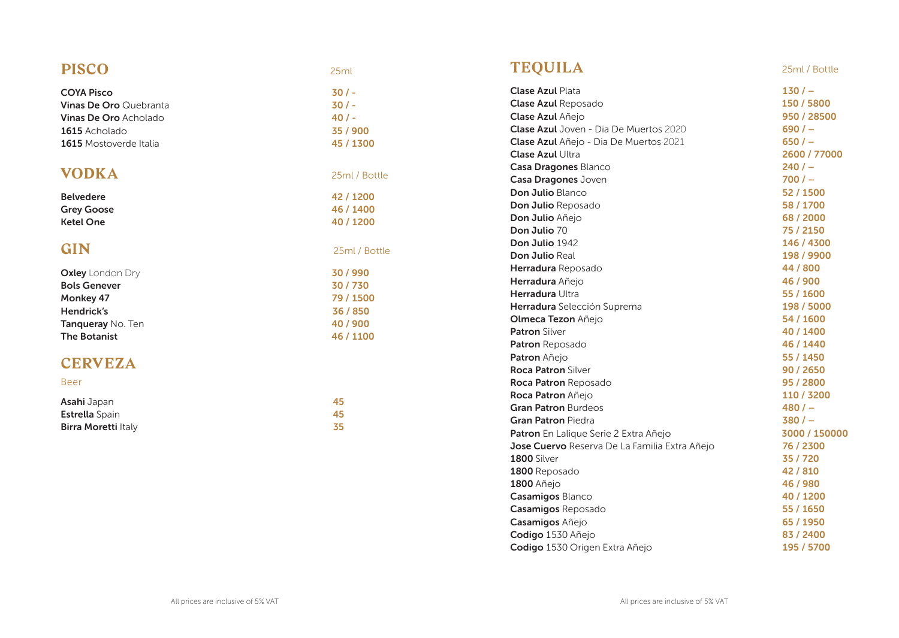## PISCO

| | 25ml |
|---|---|
| **COYA Pisco** | 30 / - |
| **Vinas De Oro** Quebranta | 30 / - |
| **Vinas De Oro** Acholado | 40 / - |
| **1615** Acholado | 35 / 900 |
| **1615** Mostoverde Italia | 45 / 1300 |

## VODKA

| | 25ml / Bottle |
|---|---|
| **Belvedere** | 42 / 1200 |
| **Grey Goose** | 46 / 1400 |
| **Ketel One** | 40 / 1200 |

## GIN

| | 25ml / Bottle |
|---|---|
| **Oxley** London Dry | 30 / 990 |
| **Bols Genever** | 30 / 730 |
| **Monkey 47** | 79 / 1500 |
| **Hendrick's** | 36 / 850 |
| **Tanqueray** No. Ten | 40 / 900 |
| **The Botanist** | 46 / 1100 |

## CERVEZA

Beer

| | |
|---|---|
| **Asahi** Japan | 45 |
| **Estrella** Spain | 45 |
| **Birra Moretti** Italy | 35 |

## TEQUILA

| | 25ml / Bottle |
|---|---|
| **Clase Azul** Plata | 130 / – |
| **Clase Azul** Reposado | 150 / 5800 |
| **Clase Azul** Añejo | 950 / 28500 |
| **Clase Azul** Joven - Dia De Muertos 2020 | 690 / – |
| **Clase Azul** Añejo - Dia De Muertos 2021 | 650 / – |
| **Clase Azul** Ultra | 2600 / 77000 |
| **Casa Dragones** Blanco | 240 / – |
| **Casa Dragones** Joven | 700 / – |
| **Don Julio** Blanco | 52 / 1500 |
| **Don Julio** Reposado | 58 / 1700 |
| **Don Julio** Añejo | 68 / 2000 |
| **Don Julio** 70 | 75 / 2150 |
| **Don Julio** 1942 | 146 / 4300 |
| **Don Julio** Real | 198 / 9900 |
| **Herradura** Reposado | 44 / 800 |
| **Herradura** Añejo | 46 / 900 |
| **Herradura** Ultra | 55 / 1600 |
| **Herradura** Selección Suprema | 198 / 5000 |
| **Olmeca Tezon** Añejo | 54 / 1600 |
| **Patron** Silver | 40 / 1400 |
| **Patron** Reposado | 46 / 1440 |
| **Patron** Añejo | 55 / 1450 |
| **Roca Patron** Silver | 90 / 2650 |
| **Roca Patron** Reposado | 95 / 2800 |
| **Roca Patron** Añejo | 110 / 3200 |
| **Gran Patron** Burdeos | 480 / – |
| **Gran Patron** Piedra | 380 / – |
| **Patron** En Lalique Serie 2 Extra Añejo | 3000 / 150000 |
| **Jose Cuervo** Reserva De La Familia Extra Añejo | 76 / 2300 |
| **1800** Silver | 35 / 720 |
| **1800** Reposado | 42 / 810 |
| **1800** Añejo | 46 / 980 |
| **Casamigos** Blanco | 40 / 1200 |
| **Casamigos** Reposado | 55 / 1650 |
| **Casamigos** Añejo | 65 / 1950 |
| **Codigo** 1530 Añejo | 83 / 2400 |
| **Codigo** 1530 Origen Extra Añejo | 195 / 5700 |

All prices are inclusive of 5% VAT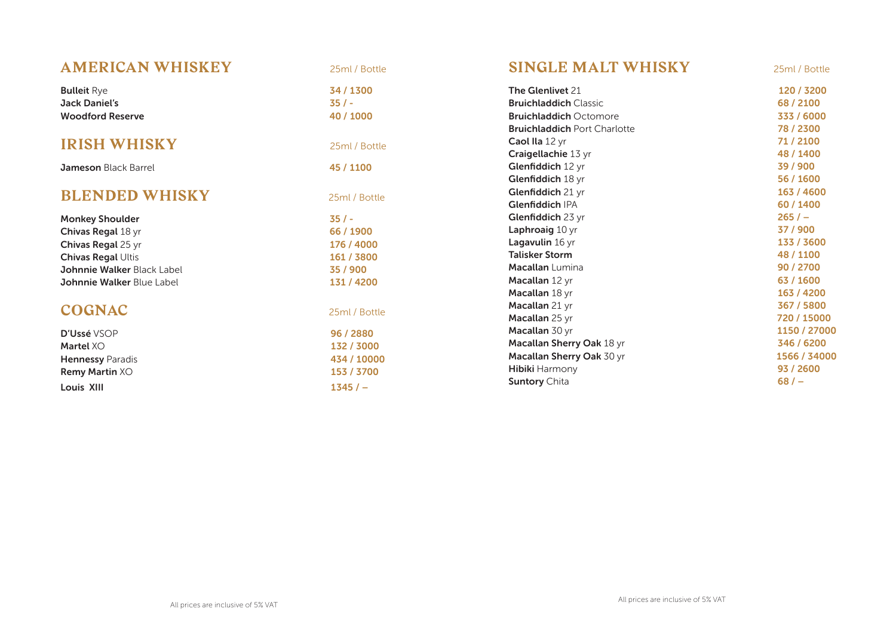## AMERICAN WHISKEY

| | 25ml / Bottle |
|---|---|
| **Bulleit** Rye | 34 / 1300 |
| **Jack Daniel's** | 35 / - |
| **Woodford Reserve** | 40 / 1000 |

## IRISH WHISKY

| | 25ml / Bottle |
|---|---|
| **Jameson** Black Barrel | 45 / 1100 |

## BLENDED WHISKY

| | 25ml / Bottle |
|---|---|
| **Monkey Shoulder** | 35 / - |
| **Chivas Regal** 18 yr | 66 / 1900 |
| **Chivas Regal** 25 yr | 176 / 4000 |
| **Chivas Regal** Ultis | 161 / 3800 |
| **Johnnie Walker** Black Label | 35 / 900 |
| **Johnnie Walker** Blue Label | 131 / 4200 |

## COGNAC

| | 25ml / Bottle |
|---|---|
| **D'Ussé** VSOP | 96 / 2880 |
| **Martel** XO | 132 / 3000 |
| **Hennessy** Paradis | 434 / 10000 |
| **Remy Martin** XO | 153 / 3700 |
| **Louis XIII** | 1345 / – |

All prices are inclusive of 5% VAT

## SINGLE MALT WHISKY

| | 25ml / Bottle |
|---|---|
| **The Glenlivet** 21 | 120 / 3200 |
| **Bruichladdich** Classic | 68 / 2100 |
| **Bruichladdich** Octomore | 333 / 6000 |
| **Bruichladdich** Port Charlotte | 78 / 2300 |
| **Caol Ila** 12 yr | 71 / 2100 |
| **Craigellachie** 13 yr | 48 / 1400 |
| **Glenfiddich** 12 yr | 39 / 900 |
| **Glenfiddich** 18 yr | 56 / 1600 |
| **Glenfiddich** 21 yr | 163 / 4600 |
| **Glenfiddich** IPA | 60 / 1400 |
| **Glenfiddich** 23 yr | 265 / – |
| **Laphroaig** 10 yr | 37 / 900 |
| **Lagavulin** 16 yr | 133 / 3600 |
| **Talisker Storm** | 48 / 1100 |
| **Macallan** Lumina | 90 / 2700 |
| **Macallan** 12 yr | 63 / 1600 |
| **Macallan** 18 yr | 163 / 4200 |
| **Macallan** 21 yr | 367 / 5800 |
| **Macallan** 25 yr | 720 / 15000 |
| **Macallan** 30 yr | 1150 / 27000 |
| **Macallan Sherry Oak** 18 yr | 346 / 6200 |
| **Macallan Sherry Oak** 30 yr | 1566 / 34000 |
| **Hibiki** Harmony | 93 / 2600 |
| **Suntory** Chita | 68 / – |

All prices are inclusive of 5% VAT